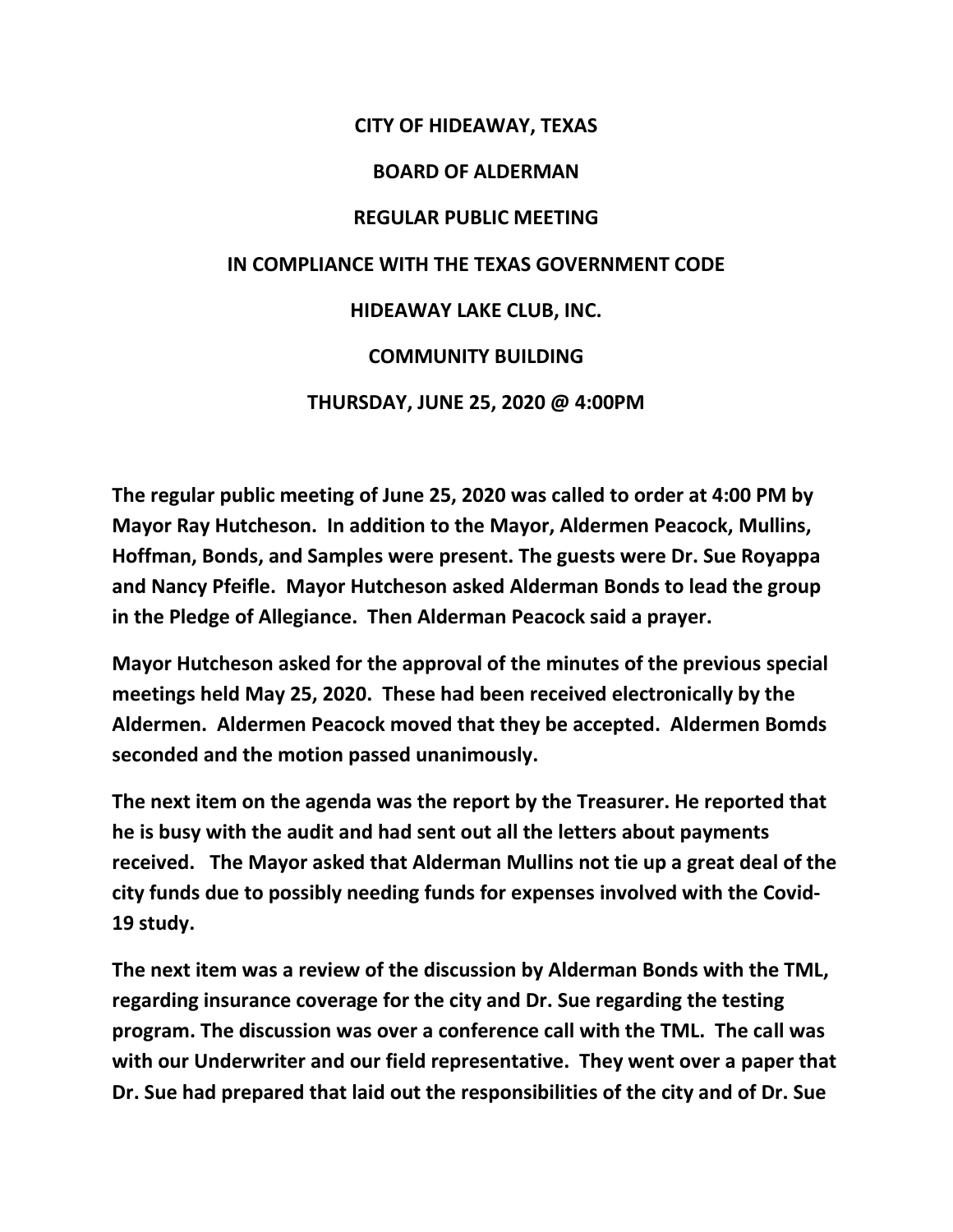**CITY OF HIDEAWAY, TEXAS**

**BOARD OF ALDERMAN**

**REGULAR PUBLIC MEETING**

**IN COMPLIANCE WITH THE TEXAS GOVERNMENT CODE**

**HIDEAWAY LAKE CLUB, INC.**

**COMMUNITY BUILDING**

**THURSDAY, JUNE 25, 2020 @ 4:00PM**

**The regular public meeting of June 25, 2020 was called to order at 4:00 PM by Mayor Ray Hutcheson. In addition to the Mayor, Aldermen Peacock, Mullins, Hoffman, Bonds, and Samples were present. The guests were Dr. Sue Royappa and Nancy Pfeifle. Mayor Hutcheson asked Alderman Bonds to lead the group in the Pledge of Allegiance. Then Alderman Peacock said a prayer.**

**Mayor Hutcheson asked for the approval of the minutes of the previous special meetings held May 25, 2020. These had been received electronically by the Aldermen. Aldermen Peacock moved that they be accepted. Aldermen Bomds seconded and the motion passed unanimously.**

**The next item on the agenda was the report by the Treasurer. He reported that he is busy with the audit and had sent out all the letters about payments received. The Mayor asked that Alderman Mullins not tie up a great deal of the city funds due to possibly needing funds for expenses involved with the Covid-19 study.**

**The next item was a review of the discussion by Alderman Bonds with the TML, regarding insurance coverage for the city and Dr. Sue regarding the testing program. The discussion was over a conference call with the TML. The call was with our Underwriter and our field representative. They went over a paper that Dr. Sue had prepared that laid out the responsibilities of the city and of Dr. Sue**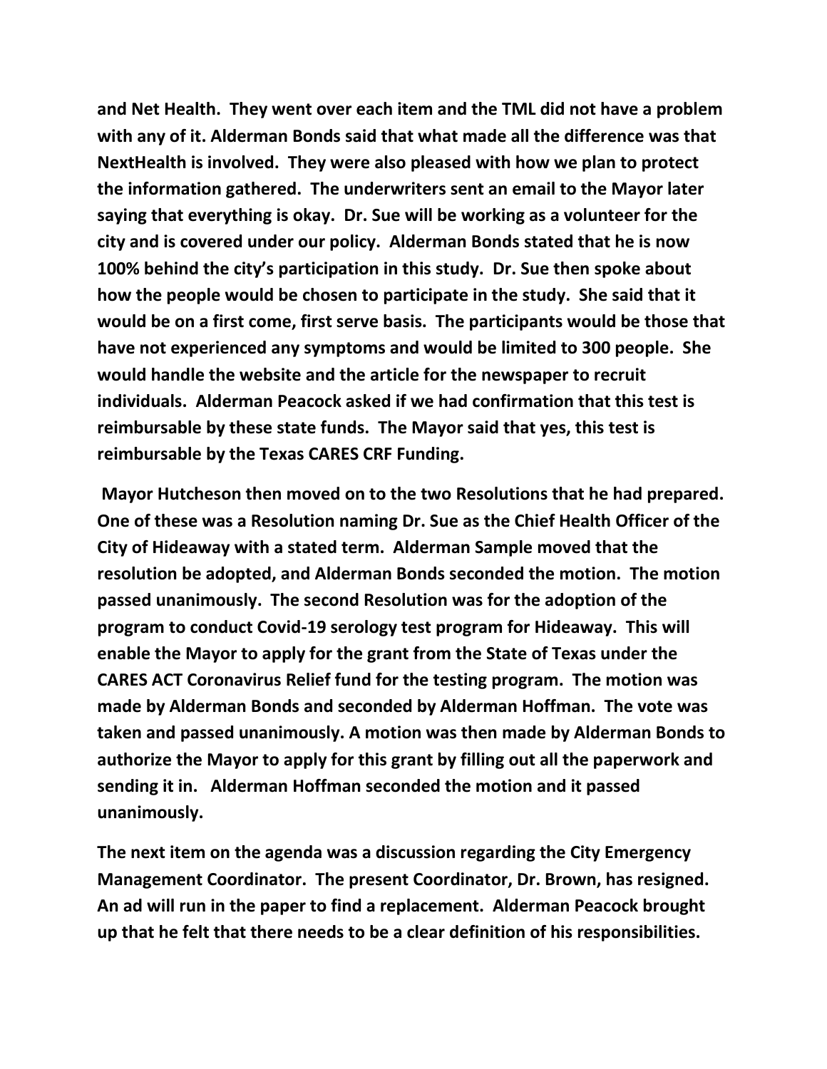**and Net Health. They went over each item and the TML did not have a problem with any of it. Alderman Bonds said that what made all the difference was that NextHealth is involved. They were also pleased with how we plan to protect the information gathered. The underwriters sent an email to the Mayor later saying that everything is okay. Dr. Sue will be working as a volunteer for the city and is covered under our policy. Alderman Bonds stated that he is now 100% behind the city's participation in this study. Dr. Sue then spoke about how the people would be chosen to participate in the study. She said that it would be on a first come, first serve basis. The participants would be those that have not experienced any symptoms and would be limited to 300 people. She would handle the website and the article for the newspaper to recruit individuals. Alderman Peacock asked if we had confirmation that this test is reimbursable by these state funds. The Mayor said that yes, this test is reimbursable by the Texas CARES CRF Funding.**

**Mayor Hutcheson then moved on to the two Resolutions that he had prepared. One of these was a Resolution naming Dr. Sue as the Chief Health Officer of the City of Hideaway with a stated term. Alderman Sample moved that the resolution be adopted, and Alderman Bonds seconded the motion. The motion passed unanimously. The second Resolution was for the adoption of the program to conduct Covid-19 serology test program for Hideaway. This will enable the Mayor to apply for the grant from the State of Texas under the CARES ACT Coronavirus Relief fund for the testing program. The motion was made by Alderman Bonds and seconded by Alderman Hoffman. The vote was taken and passed unanimously. A motion was then made by Alderman Bonds to authorize the Mayor to apply for this grant by filling out all the paperwork and sending it in. Alderman Hoffman seconded the motion and it passed unanimously.**

**The next item on the agenda was a discussion regarding the City Emergency Management Coordinator. The present Coordinator, Dr. Brown, has resigned. An ad will run in the paper to find a replacement. Alderman Peacock brought up that he felt that there needs to be a clear definition of his responsibilities.**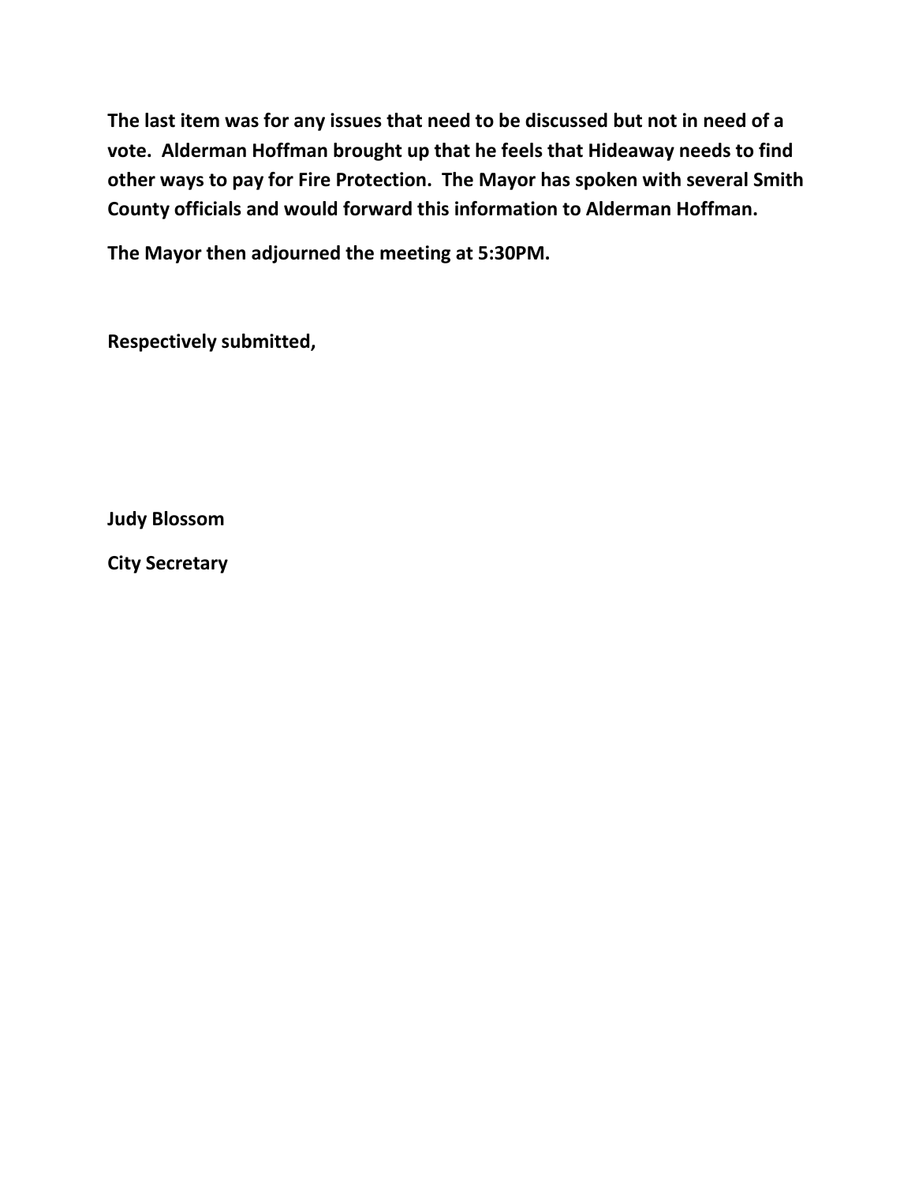**The last item was for any issues that need to be discussed but not in need of a vote. Alderman Hoffman brought up that he feels that Hideaway needs to find other ways to pay for Fire Protection. The Mayor has spoken with several Smith County officials and would forward this information to Alderman Hoffman.**

**The Mayor then adjourned the meeting at 5:30PM.**

**Respectively submitted,**

**Judy Blossom**

**City Secretary**